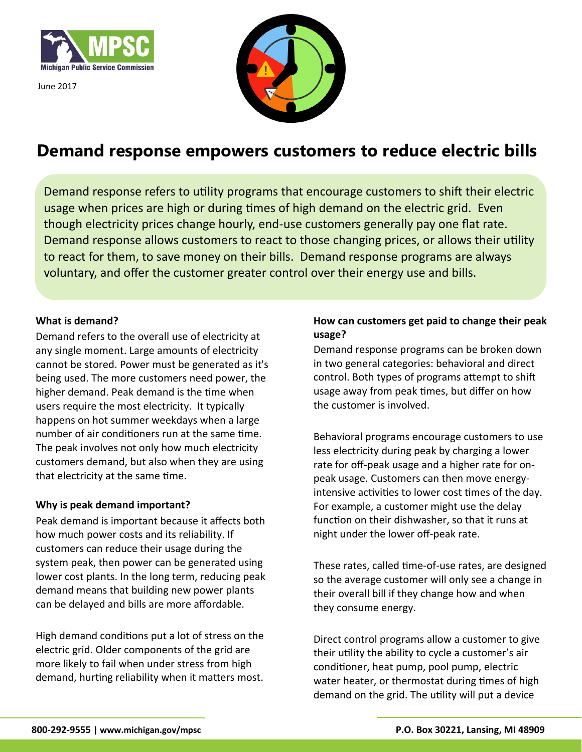June 2017

# Demand response empowers customers to reduce electric bills

Demand response refers to utility programs that encourage customers to shift their electric usage when prices are high or during times of high demand on the electric grid. Even though electricity prices change hourly, end-use customers generally pay one flat rate. Demand response allows customers to react to those changing prices, or allows their utility to react for them, to save money on their bills. Demand response programs are always voluntary, and offer the customer greater control over their energy use and bills.

**What is demand?**

Demand refers to the overall use of electricity at any single moment. Large amounts of electricity cannot be stored. Power must be generated as it's being used. The more customers need power, the higher demand. Peak demand is the time when users require the most electricity. It typically happens on hot summer weekdays when a large number of air conditioners run at the same time. The peak involves not only how much electricity customers demand, but also when they are using that electricity at the same time.

**Why is peak demand important?**

Peak demand is important because it affects both how much power costs and its reliability. If customers can reduce their usage during the system peak, then power can be generated using lower cost plants. In the long term, reducing peak demand means that building new power plants can be delayed and bills are more affordable.

High demand conditions put a lot of stress on the electric grid. Older components of the grid are more likely to fail when under stress from high demand, hurting reliability when it matters most.

**How can customers get paid to change their peak usage?**

Demand response programs can be broken down in two general categories: behavioral and direct control. Both types of programs attempt to shift usage away from peak times, but differ on how the customer is involved.

Behavioral programs encourage customers to use less electricity during peak by charging a lower rate for off-peak usage and a higher rate for on-peak usage. Customers can then move energy-intensive activities to lower cost times of the day. For example, a customer might use the delay function on their dishwasher, so that it runs at night under the lower off-peak rate.

These rates, called time-of-use rates, are designed so the average customer will only see a change in their overall bill if they change how and when they consume energy.

Direct control programs allow a customer to give their utility the ability to cycle a customer's air conditioner, heat pump, pool pump, electric water heater, or thermostat during times of high demand on the grid. The utility will put a device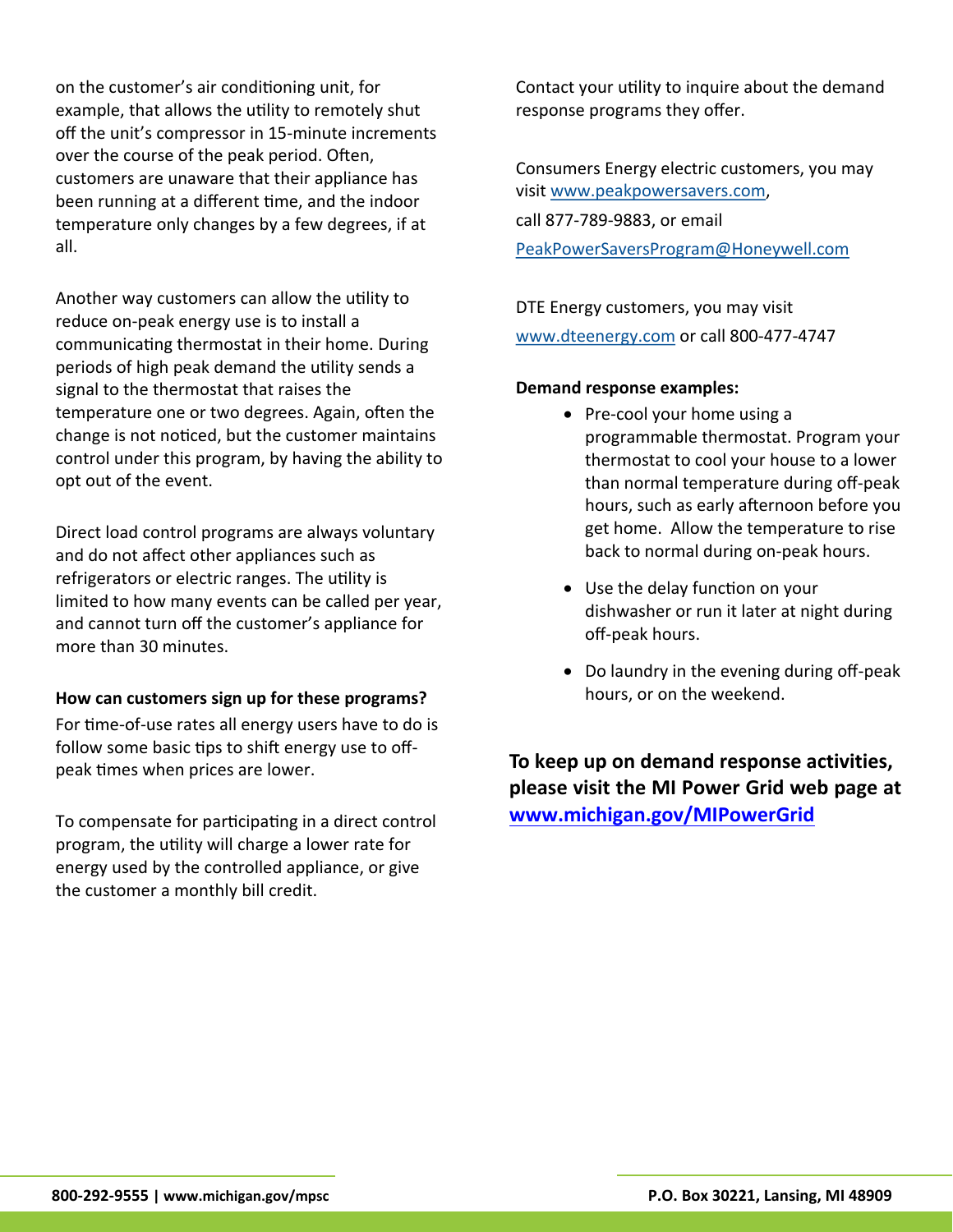on the customer's air conditioning unit, for example, that allows the utility to remotely shut off the unit's compressor in 15-minute increments over the course of the peak period. Often, customers are unaware that their appliance has been running at a different time, and the indoor temperature only changes by a few degrees, if at all.

Another way customers can allow the utility to reduce on-peak energy use is to install a communicating thermostat in their home. During periods of high peak demand the utility sends a signal to the thermostat that raises the temperature one or two degrees. Again, often the change is not noticed, but the customer maintains control under this program, by having the ability to opt out of the event.

Direct load control programs are always voluntary and do not affect other appliances such as refrigerators or electric ranges. The utility is limited to how many events can be called per year, and cannot turn off the customer's appliance for more than 30 minutes.

**How can customers sign up for these programs?**

For time-of-use rates all energy users have to do is follow some basic tips to shift energy use to off-peak times when prices are lower.

To compensate for participating in a direct control program, the utility will charge a lower rate for energy used by the controlled appliance, or give the customer a monthly bill credit.

Contact your utility to inquire about the demand response programs they offer.

Consumers Energy electric customers, you may visit www.peakpowersavers.com,

call 877-789-9883, or email

PeakPowerSaversProgram@Honeywell.com

DTE Energy customers, you may visit

www.dteenergy.com or call 800-477-4747

**Demand response examples:**

- Pre-cool your home using a programmable thermostat. Program your thermostat to cool your house to a lower than normal temperature during off-peak hours, such as early afternoon before you get home. Allow the temperature to rise back to normal during on-peak hours.
- Use the delay function on your dishwasher or run it later at night during off-peak hours.
- Do laundry in the evening during off-peak hours, or on the weekend.

**To keep up on demand response activities, please visit the MI Power Grid web page at www.michigan.gov/MIPowerGrid**